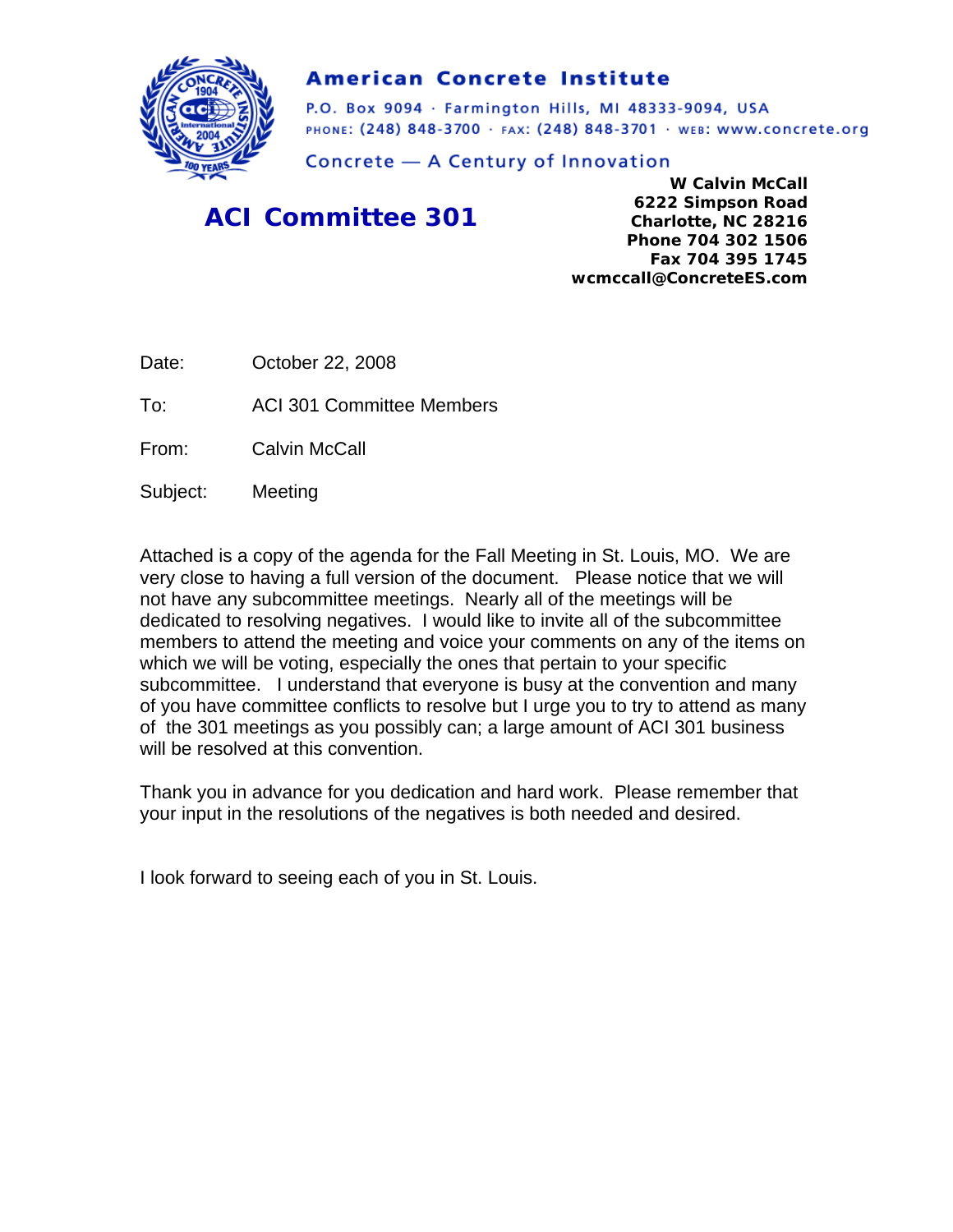**American Concrete Institute**

P.O. Box 9094 · Farmington Hills, MI 48333-9094, USA
PHONE: (248) 848-3700 · FAX: (248) 848-3701 · WEB: www.concrete.org

Concrete — A Century of Innovation

## ACI Committee 301

**W Calvin McCall**
**6222 Simpson Road**
**Charlotte, NC 28216**
**Phone 704 302 1506**
**Fax 704 395 1745**
**wcmccall@ConcreteES.com**

Date: October 22, 2008

To: ACI 301 Committee Members

From: Calvin McCall

Subject: Meeting

Attached is a copy of the agenda for the Fall Meeting in St. Louis, MO. We are very close to having a full version of the document. Please notice that we will not have any subcommittee meetings. Nearly all of the meetings will be dedicated to resolving negatives. I would like to invite all of the subcommittee members to attend the meeting and voice your comments on any of the items on which we will be voting, especially the ones that pertain to your specific subcommittee. I understand that everyone is busy at the convention and many of you have committee conflicts to resolve but I urge you to try to attend as many of the 301 meetings as you possibly can; a large amount of ACI 301 business will be resolved at this convention.

Thank you in advance for you dedication and hard work. Please remember that your input in the resolutions of the negatives is both needed and desired.

I look forward to seeing each of you in St. Louis.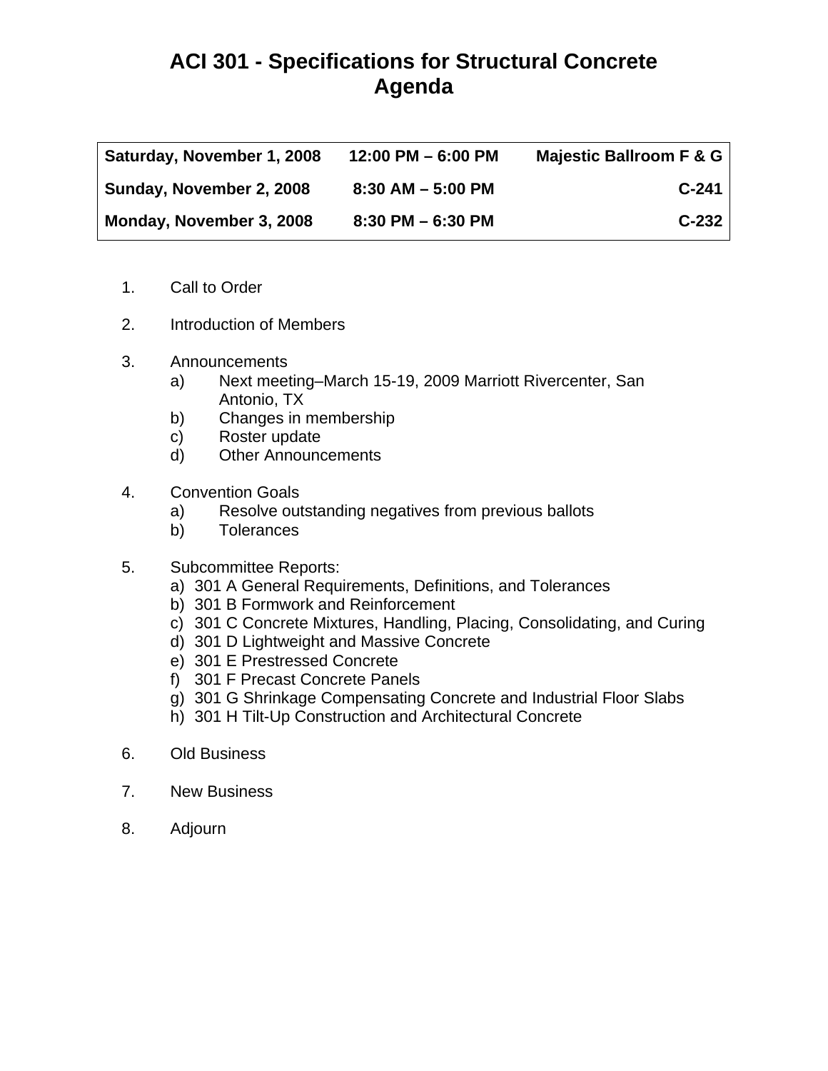# ACI 301 - Specifications for Structural Concrete
# Agenda

| | | |
|---|---|---|
| **Saturday, November 1, 2008** | **12:00 PM – 6:00 PM** | **Majestic Ballroom F & G** |
| **Sunday, November 2, 2008** | **8:30 AM – 5:00 PM** | **C-241** |
| **Monday, November 3, 2008** | **8:30 PM – 6:30 PM** | **C-232** |

1. Call to Order
2. Introduction of Members
3. Announcements
   a) Next meeting–March 15-19, 2009 Marriott Rivercenter, San Antonio, TX
   b) Changes in membership
   c) Roster update
   d) Other Announcements
4. Convention Goals
   a) Resolve outstanding negatives from previous ballots
   b) Tolerances
5. Subcommittee Reports:
   a) 301 A General Requirements, Definitions, and Tolerances
   b) 301 B Formwork and Reinforcement
   c) 301 C Concrete Mixtures, Handling, Placing, Consolidating, and Curing
   d) 301 D Lightweight and Massive Concrete
   e) 301 E Prestressed Concrete
   f) 301 F Precast Concrete Panels
   g) 301 G Shrinkage Compensating Concrete and Industrial Floor Slabs
   h) 301 H Tilt-Up Construction and Architectural Concrete
6. Old Business
7. New Business
8. Adjourn